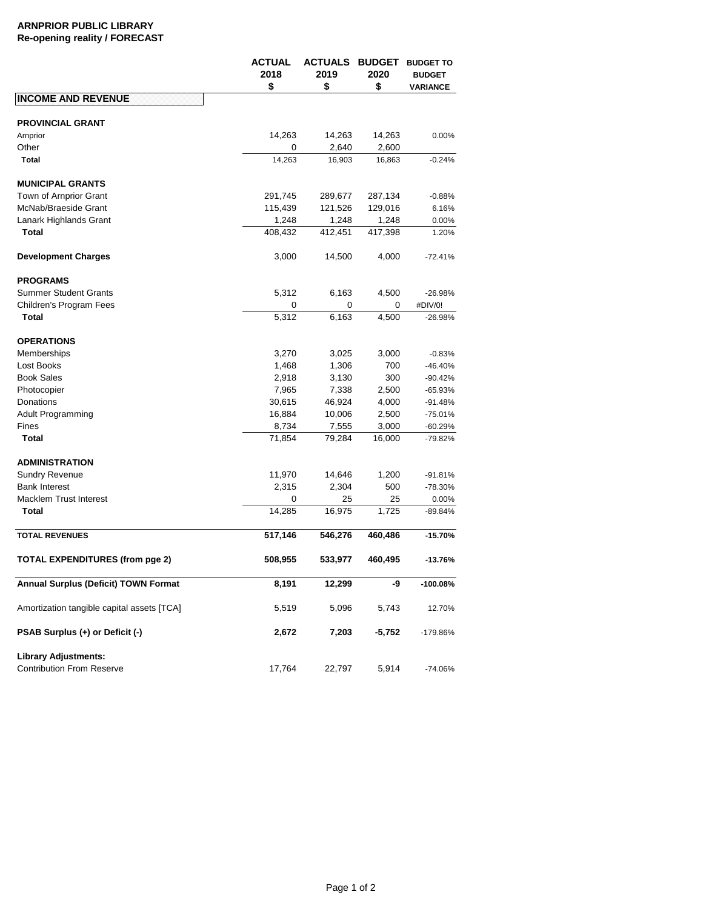**ARNPRIOR PUBLIC LIBRARY**
**Re-opening reality / FORECAST**

| | ACTUAL 2018 $ | ACTUALS 2019 $ | BUDGET 2020 $ | BUDGET TO BUDGET VARIANCE |
|---|---|---|---|---|
| **INCOME AND REVENUE** | | | | |
| **PROVINCIAL GRANT** | | | | |
| Arnprior | 14,263 | 14,263 | 14,263 | 0.00% |
| Other | 0 | 2,640 | 2,600 | |
| **Total** | 14,263 | 16,903 | 16,863 | -0.24% |
| **MUNICIPAL GRANTS** | | | | |
| Town of Arnprior Grant | 291,745 | 289,677 | 287,134 | -0.88% |
| McNab/Braeside Grant | 115,439 | 121,526 | 129,016 | 6.16% |
| Lanark Highlands Grant | 1,248 | 1,248 | 1,248 | 0.00% |
| **Total** | 408,432 | 412,451 | 417,398 | 1.20% |
| **Development Charges** | 3,000 | 14,500 | 4,000 | -72.41% |
| **PROGRAMS** | | | | |
| Summer Student Grants | 5,312 | 6,163 | 4,500 | -26.98% |
| Children's Program Fees | 0 | 0 | 0 | #DIV/0! |
| **Total** | 5,312 | 6,163 | 4,500 | -26.98% |
| **OPERATIONS** | | | | |
| Memberships | 3,270 | 3,025 | 3,000 | -0.83% |
| Lost Books | 1,468 | 1,306 | 700 | -46.40% |
| Book Sales | 2,918 | 3,130 | 300 | -90.42% |
| Photocopier | 7,965 | 7,338 | 2,500 | -65.93% |
| Donations | 30,615 | 46,924 | 4,000 | -91.48% |
| Adult Programming | 16,884 | 10,006 | 2,500 | -75.01% |
| Fines | 8,734 | 7,555 | 3,000 | -60.29% |
| **Total** | 71,854 | 79,284 | 16,000 | -79.82% |
| **ADMINISTRATION** | | | | |
| Sundry Revenue | 11,970 | 14,646 | 1,200 | -91.81% |
| Bank Interest | 2,315 | 2,304 | 500 | -78.30% |
| Macklem Trust Interest | 0 | 25 | 25 | 0.00% |
| **Total** | 14,285 | 16,975 | 1,725 | -89.84% |
| **TOTAL REVENUES** | **517,146** | **546,276** | **460,486** | **-15.70%** |
| **TOTAL EXPENDITURES (from pge 2)** | **508,955** | **533,977** | **460,495** | **-13.76%** |
| **Annual Surplus (Deficit) TOWN Format** | **8,191** | **12,299** | **-9** | **-100.08%** |
| Amortization tangible capital assets [TCA] | 5,519 | 5,096 | 5,743 | 12.70% |
| **PSAB Surplus (+) or Deficit (-)** | **2,672** | **7,203** | **-5,752** | -179.86% |
| **Library Adjustments:** | | | | |
| Contribution From Reserve | 17,764 | 22,797 | 5,914 | -74.06% |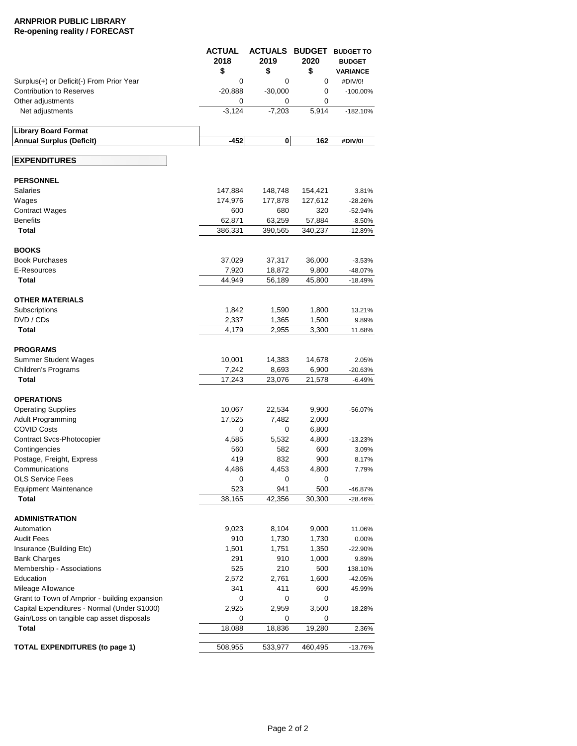**ARNPRIOR PUBLIC LIBRARY**
**Re-opening reality / FORECAST**

| | ACTUAL 2018 $ | ACTUALS 2019 $ | BUDGET 2020 $ | BUDGET TO BUDGET VARIANCE |
|---|---|---|---|---|
| Surplus(+) or Deficit(-) From Prior Year | 0 | 0 | 0 | #DIV/0! |
| Contribution to Reserves | -20,888 | -30,000 | 0 | -100.00% |
| Other adjustments | 0 | 0 | 0 | |
| Net adjustments | -3,124 | -7,203 | 5,914 | -182.10% |
| **Library Board Format** | | | | |
| **Annual Surplus (Deficit)** | **-452** | **0** | **162** | **#DIV/0!** |
| **EXPENDITURES** | | | | |
| **PERSONNEL** | | | | |
| Salaries | 147,884 | 148,748 | 154,421 | 3.81% |
| Wages | 174,976 | 177,878 | 127,612 | -28.26% |
| Contract Wages | 600 | 680 | 320 | -52.94% |
| Benefits | 62,871 | 63,259 | 57,884 | -8.50% |
| **Total** | 386,331 | 390,565 | 340,237 | -12.89% |
| **BOOKS** | | | | |
| Book Purchases | 37,029 | 37,317 | 36,000 | -3.53% |
| E-Resources | 7,920 | 18,872 | 9,800 | -48.07% |
| **Total** | 44,949 | 56,189 | 45,800 | -18.49% |
| **OTHER MATERIALS** | | | | |
| Subscriptions | 1,842 | 1,590 | 1,800 | 13.21% |
| DVD / CDs | 2,337 | 1,365 | 1,500 | 9.89% |
| **Total** | 4,179 | 2,955 | 3,300 | 11.68% |
| **PROGRAMS** | | | | |
| Summer Student Wages | 10,001 | 14,383 | 14,678 | 2.05% |
| Children's Programs | 7,242 | 8,693 | 6,900 | -20.63% |
| **Total** | 17,243 | 23,076 | 21,578 | -6.49% |
| **OPERATIONS** | | | | |
| Operating Supplies | 10,067 | 22,534 | 9,900 | -56.07% |
| Adult Programming | 17,525 | 7,482 | 2,000 | |
| COVID Costs | 0 | 0 | 6,800 | |
| Contract Svcs-Photocopier | 4,585 | 5,532 | 4,800 | -13.23% |
| Contingencies | 560 | 582 | 600 | 3.09% |
| Postage, Freight, Express | 419 | 832 | 900 | 8.17% |
| Communications | 4,486 | 4,453 | 4,800 | 7.79% |
| OLS Service Fees | 0 | 0 | 0 | |
| Equipment Maintenance | 523 | 941 | 500 | -46.87% |
| **Total** | 38,165 | 42,356 | 30,300 | -28.46% |
| **ADMINISTRATION** | | | | |
| Automation | 9,023 | 8,104 | 9,000 | 11.06% |
| Audit Fees | 910 | 1,730 | 1,730 | 0.00% |
| Insurance (Building Etc) | 1,501 | 1,751 | 1,350 | -22.90% |
| Bank Charges | 291 | 910 | 1,000 | 9.89% |
| Membership - Associations | 525 | 210 | 500 | 138.10% |
| Education | 2,572 | 2,761 | 1,600 | -42.05% |
| Mileage Allowance | 341 | 411 | 600 | 45.99% |
| Grant to Town of Arnprior - building expansion | 0 | 0 | 0 | |
| Capital Expenditures - Normal (Under $1000) | 2,925 | 2,959 | 3,500 | 18.28% |
| Gain/Loss on tangible cap asset disposals | 0 | 0 | 0 | |
| **Total** | 18,088 | 18,836 | 19,280 | 2.36% |
| **TOTAL EXPENDITURES (to page 1)** | 508,955 | 533,977 | 460,495 | -13.76% |